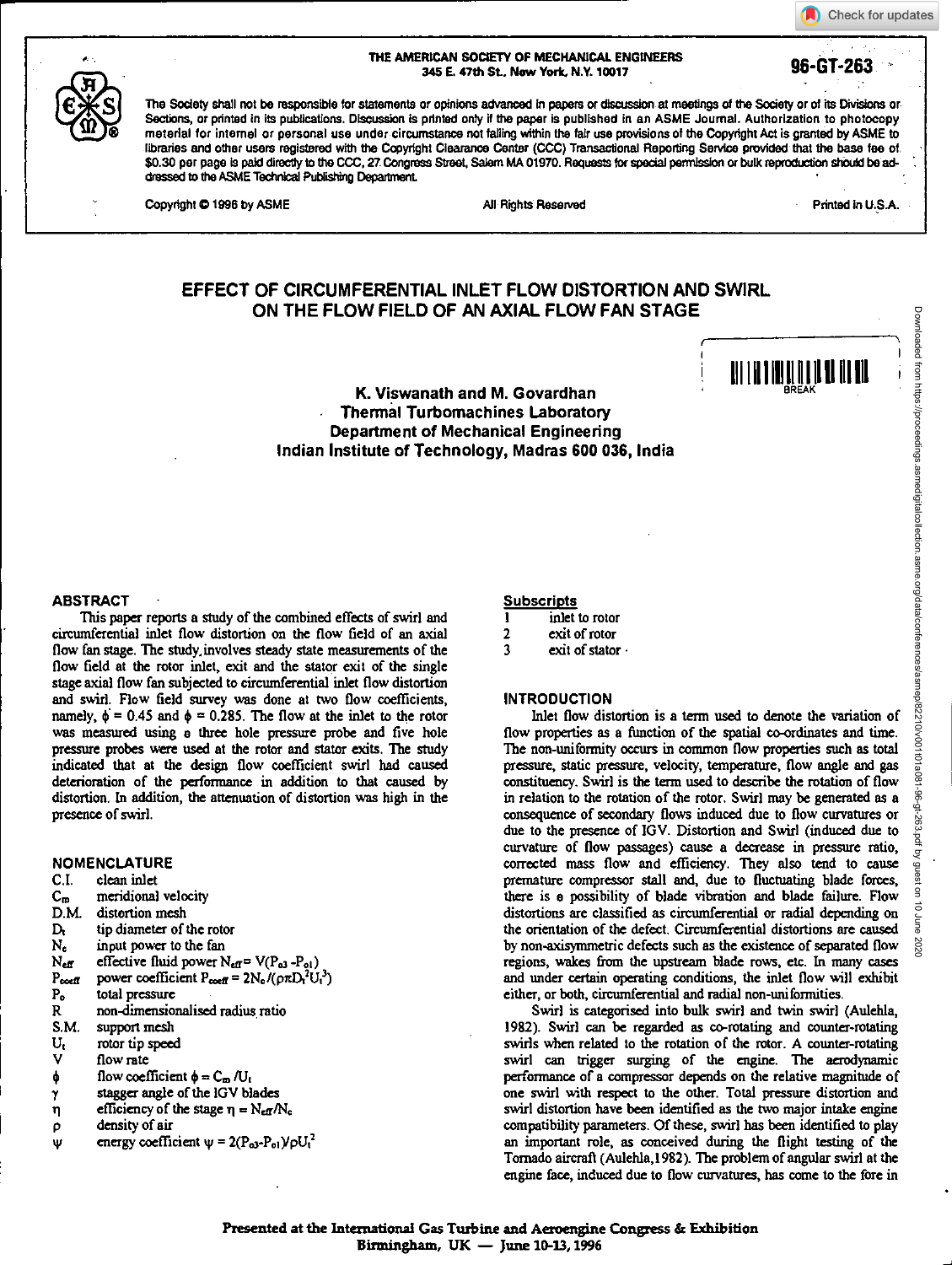THE AMERICAN SOCIETY OF MECHANICAL ENGINEERS
345 E. 47th St., New York, N.Y. 10017

96-GT-263

The Society shall not be responsible for statements or opinions advanced in papers or discussion at meetings of the Society or of its Divisions or Sections, or printed in its publications. Discussion is printed only if the paper is published in an ASME Journal. Authorization to photocopy material for internal or personal use under circumstance not falling within the fair use provisions of the Copyright Act is granted by ASME to libraries and other users registered with the Copyright Clearance Center (CCC) Transactional Reporting Service provided that the base fee of $0.30 per page is paid directly to the CCC, 27 Congress Street, Salem MA 01970. Requests for special permission or bulk reproduction should be addressed to the ASME Technical Publishing Department.

Copyright © 1996 by ASME — All Rights Reserved — Printed in U.S.A.

# EFFECT OF CIRCUMFERENTIAL INLET FLOW DISTORTION AND SWIRL ON THE FLOW FIELD OF AN AXIAL FLOW FAN STAGE

**K. Viswanath and M. Govardhan**
**Thermal Turbomachines Laboratory**
**Department of Mechanical Engineering**
**Indian Institute of Technology, Madras 600 036, India**

## ABSTRACT

This paper reports a study of the combined effects of swirl and circumferential inlet flow distortion on the flow field of an axial flow fan stage. The study involves steady state measurements of the flow field at the rotor inlet, exit and the stator exit of the single stage axial flow fan subjected to circumferential inlet flow distortion and swirl. Flow field survey was done at two flow coefficients, namely, $\phi = 0.45$ and $\phi = 0.285$. The flow at the inlet to the rotor was measured using a three hole pressure probe and five hole pressure probes were used at the rotor and stator exits. The study indicated that at the design flow coefficient swirl had caused deterioration of the performance in addition to that caused by distortion. In addition, the attenuation of distortion was high in the presence of swirl.

## NOMENCLATURE

| | |
|---|---|
| C.I. | clean inlet |
| $C_m$ | meridional velocity |
| D.M. | distortion mesh |
| $D_t$ | tip diameter of the rotor |
| $N_c$ | input power to the fan |
| $N_{eff}$ | effective fluid power $N_{eff} = V(P_{o3} - P_{o1})$ |
| $P_{coeff}$ | power coefficient $P_{coeff} = 2N_c/(\rho\pi D_t^2 U_t^3)$ |
| $P_o$ | total pressure |
| R | non-dimensionalised radius ratio |
| S.M. | support mesh |
| $U_t$ | rotor tip speed |
| V | flow rate |
| $\phi$ | flow coefficient $\phi = C_m/U_t$ |
| $\gamma$ | stagger angle of the IGV blades |
| $\eta$ | efficiency of the stage $\eta = N_{eff}/N_c$ |
| $\rho$ | density of air |
| $\psi$ | energy coefficient $\psi = 2(P_{o3}-P_{o1})/\rho U_t^2$ |

### Subscripts

| | |
|---|---|
| 1 | inlet to rotor |
| 2 | exit of rotor |
| 3 | exit of stator |

## INTRODUCTION

Inlet flow distortion is a term used to denote the variation of flow properties as a function of the spatial co-ordinates and time. The non-uniformity occurs in common flow properties such as total pressure, static pressure, velocity, temperature, flow angle and gas constituency. Swirl is the term used to describe the rotation of flow in relation to the rotation of the rotor. Swirl may be generated as a consequence of secondary flows induced due to flow curvatures or due to the presence of IGV. Distortion and Swirl (induced due to curvature of flow passages) cause a decrease in pressure ratio, corrected mass flow and efficiency. They also tend to cause premature compressor stall and, due to fluctuating blade forces, there is a possibility of blade vibration and blade failure. Flow distortions are classified as circumferential or radial depending on the orientation of the defect. Circumferential distortions are caused by non-axisymmetric defects such as the existence of separated flow regions, wakes from the upstream blade rows, etc. In many cases and under certain operating conditions, the inlet flow will exhibit either, or both, circumferential and radial non-uniformities.

Swirl is categorised into bulk swirl and twin swirl (Aulehla, 1982). Swirl can be regarded as co-rotating and counter-rotating swirls when related to the rotation of the rotor. A counter-rotating swirl can trigger surging of the engine. The aerodynamic performance of a compressor depends on the relative magnitude of one swirl with respect to the other. Total pressure distortion and swirl distortion have been identified as the two major intake engine compatibility parameters. Of these, swirl has been identified to play an important role, as conceived during the flight testing of the Tornado aircraft (Aulehla, 1982). The problem of angular swirl at the engine face, induced due to flow curvatures, has come to the fore in

Presented at the International Gas Turbine and Aeroengine Congress & Exhibition
Birmingham, UK — June 10-13, 1996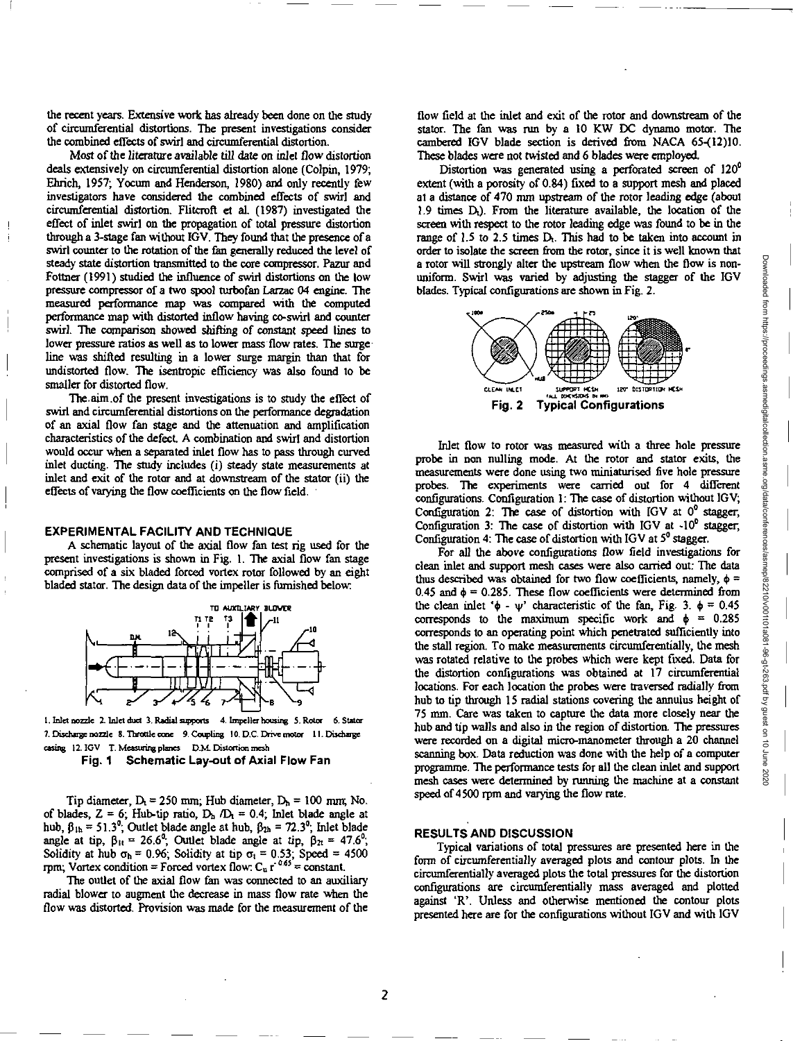the recent years. Extensive work has already been done on the study of circumferential distortions. The present investigations consider the combined effects of swirl and circumferential distortion.

Most of the literature available till date on inlet flow distortion deals extensively on circumferential distortion alone (Colpin, 1979; Ehrich, 1957; Yocum and Henderson, 1980) and only recently few investigators have considered the combined effects of swirl and circumferential distortion. Flitcroft et al. (1987) investigated the effect of inlet swirl on the propagation of total pressure distortion through a 3-stage fan without IGV. They found that the presence of a swirl counter to the rotation of the fan generally reduced the level of steady state distortion transmitted to the core compressor. Pazur and Fottner (1991) studied the influence of swirl distortions on the low pressure compressor of a two spool turbofan Larzac 04 engine. The measured performance map was compared with the computed performance map with distorted inflow having co-swirl and counter swirl. The comparison showed shifting of constant speed lines to lower pressure ratios as well as to lower mass flow rates. The surge line was shifted resulting in a lower surge margin than that for undistorted flow. The isentropic efficiency was also found to be smaller for distorted flow.

The aim of the present investigations is to study the effect of swirl and circumferential distortions on the performance degradation of an axial flow fan stage and the attenuation and amplification characteristics of the defect. A combination and swirl and distortion would occur when a separated inlet flow has to pass through curved inlet ducting. The study includes (i) steady state measurements at inlet and exit of the rotor and at downstream of the stator (ii) the effects of varying the flow coefficients on the flow field.

## EXPERIMENTAL FACILITY AND TECHNIQUE

A schematic layout of the axial flow fan test rig used for the present investigations is shown in Fig. 1. The axial flow fan stage comprised of a six bladed forced vortex rotor followed by an eight bladed stator. The design data of the impeller is furnished below:

1. Inlet nozzle 2. Inlet duct 3. Radial supports 4. Impeller housing 5. Rotor 6. Stator 7. Discharge nozzle 8. Throttle cone 9. Coupling 10. D.C. Drive motor 11. Discharge casing 12. IGV T. Measuring planes D.M. Distortion mesh

**Fig. 1 Schematic Lay-out of Axial Flow Fan**

Tip diameter, $D_t$ = 250 mm; Hub diameter, $D_h$ = 100 mm; No. of blades, Z = 6; Hub-tip ratio, $D_h/D_t$ = 0.4; Inlet blade angle at hub, $\beta_{1h} = 51.3^0$; Outlet blade angle at hub, $\beta_{2h} = 72.3^0$; Inlet blade angle at tip, $\beta_{1t} = 26.6^0$; Outlet blade angle at tip, $\beta_{2t} = 47.6^0$; Solidity at hub $\sigma_h$ = 0.96; Solidity at tip $\sigma_t$ = 0.53; Speed = 4500 rpm; Vortex condition = Forced vortex flow: $C_u\, r^{-0.65}$ = constant.

The outlet of the axial flow fan was connected to an auxiliary radial blower to augment the decrease in mass flow rate when the flow was distorted. Provision was made for the measurement of the flow field at the inlet and exit of the rotor and downstream of the stator. The fan was run by a 10 KW DC dynamo motor. The cambered IGV blade section is derived from NACA 65-(12)10. These blades were not twisted and 6 blades were employed.

Distortion was generated using a perforated screen of $120^0$ extent (with a porosity of 0.84) fixed to a support mesh and placed at a distance of 470 mm upstream of the rotor leading edge (about 1.9 times $D_t$). From the literature available, the location of the screen with respect to the rotor leading edge was found to be in the range of 1.5 to 2.5 times $D_t$. This had to be taken into account in order to isolate the screen from the rotor, since it is well known that a rotor will strongly alter the upstream flow when the flow is non-uniform. Swirl was varied by adjusting the stagger of the IGV blades. Typical configurations are shown in Fig. 2.

CLEAN INLET SUPPORT MESH 120° DISTORTION MESH (ALL DIMENSIONS IN mm)

**Fig. 2 Typical Configurations**

Inlet flow to rotor was measured with a three hole pressure probe in non nulling mode. At the rotor and stator exits, the measurements were done using two miniaturised five hole pressure probes. The experiments were carried out for 4 different configurations. Configuration 1: The case of distortion without IGV; Configuration 2: The case of distortion with IGV at $0^0$ stagger; Configuration 3: The case of distortion with IGV at $-10^0$ stagger; Configuration 4: The case of distortion with IGV at $5^0$ stagger.

For all the above configurations flow field investigations for clean inlet and support mesh cases were also carried out. The data thus described was obtained for two flow coefficients, namely, $\phi$ = 0.45 and $\phi$ = 0.285. These flow coefficients were determined from the clean inlet '$\phi$ - $\psi$' characteristic of the fan, Fig. 3. $\phi$ = 0.45 corresponds to the maximum specific work and $\phi$ = 0.285 corresponds to an operating point which penetrated sufficiently into the stall region. To make measurements circumferentially, the mesh was rotated relative to the probes which were kept fixed. Data for the distortion configurations was obtained at 17 circumferential locations. For each location the probes were traversed radially from hub to tip through 15 radial stations covering the annulus height of 75 mm. Care was taken to capture the data more closely near the hub and tip walls and also in the region of distortion. The pressures were recorded on a digital micro-manometer through a 20 channel scanning box. Data reduction was done with the help of a computer programme. The performance tests for all the clean inlet and support mesh cases were determined by running the machine at a constant speed of 4500 rpm and varying the flow rate.

## RESULTS AND DISCUSSION

Typical variations of total pressures are presented here in the form of circumferentially averaged plots and contour plots. In the circumferentially averaged plots the total pressures for the distortion configurations are circumferentially mass averaged and plotted against 'R'. Unless and otherwise mentioned the contour plots presented here are for the configurations without IGV and with IGV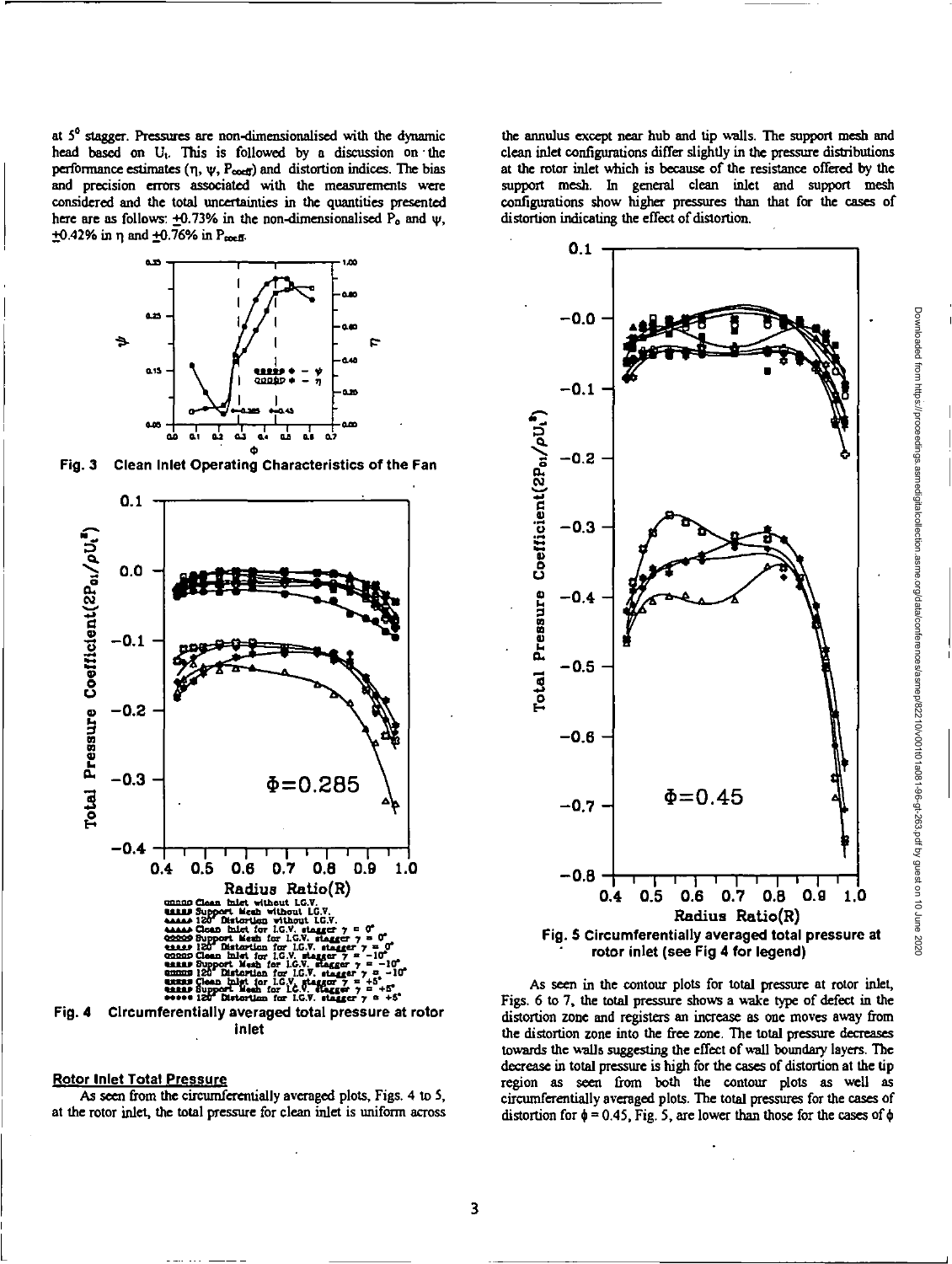at $5^0$ stagger. Pressures are non-dimensionalised with the dynamic head based on $U_t$. This is followed by a discussion on the performance estimates ($\eta$, $\psi$, $P_{coeff}$) and distortion indices. The bias and precision errors associated with the measurements were considered and the total uncertainties in the quantities presented here are as follows: $\pm$0.73% in the non-dimensionalised $P_o$ and $\psi$, $\pm$0.42% in $\eta$ and $\pm$0.76% in $P_{coeff}$.

**Fig. 3 Clean Inlet Operating Characteristics of the Fan**

**Fig. 4 Circumferentially averaged total pressure at rotor inlet**

Legend (Fig. 4):
- Clean Inlet without I.G.V.
- Support Mesh without I.G.V.
- 120° Distortion without I.G.V.
- Clean Inlet for I.G.V. stagger $\gamma = 0°$
- Support Mesh for I.G.V. stagger $\gamma = 0°$
- 120° Distortion for I.G.V. stagger $\gamma = 0°$
- Clean Inlet for I.G.V. stagger $\gamma = -10°$
- Support Mesh for I.G.V. stagger $\gamma = -10°$
- 120° Distortion for I.G.V. stagger $\gamma = -10°$
- Clean Inlet for I.G.V. stagger $\gamma = +5°$
- Support Mesh for I.G.V. stagger $\gamma = +5°$
- 120° Distortion for I.G.V. stagger $\gamma = +5°$

## Rotor Inlet Total Pressure

As seen from the circumferentially averaged plots, Figs. 4 to 5, at the rotor inlet, the total pressure for clean inlet is uniform across the annulus except near hub and tip walls. The support mesh and clean inlet configurations differ slightly in the pressure distributions at the rotor inlet which is because of the resistance offered by the support mesh. In general clean inlet and support mesh configurations show higher pressures than that for the cases of distortion indicating the effect of distortion.

**Fig. 5 Circumferentially averaged total pressure at rotor inlet (see Fig 4 for legend)**

As seen in the contour plots for total pressure at rotor inlet, Figs. 6 to 7, the total pressure shows a wake type of defect in the distortion zone and registers an increase as one moves away from the distortion zone into the free zone. The total pressure decreases towards the walls suggesting the effect of wall boundary layers. The decrease in total pressure is high for the cases of distortion at the tip region as seen from both the contour plots as well as circumferentially averaged plots. The total pressures for the cases of distortion for $\phi = 0.45$, Fig. 5, are lower than those for the cases of $\phi$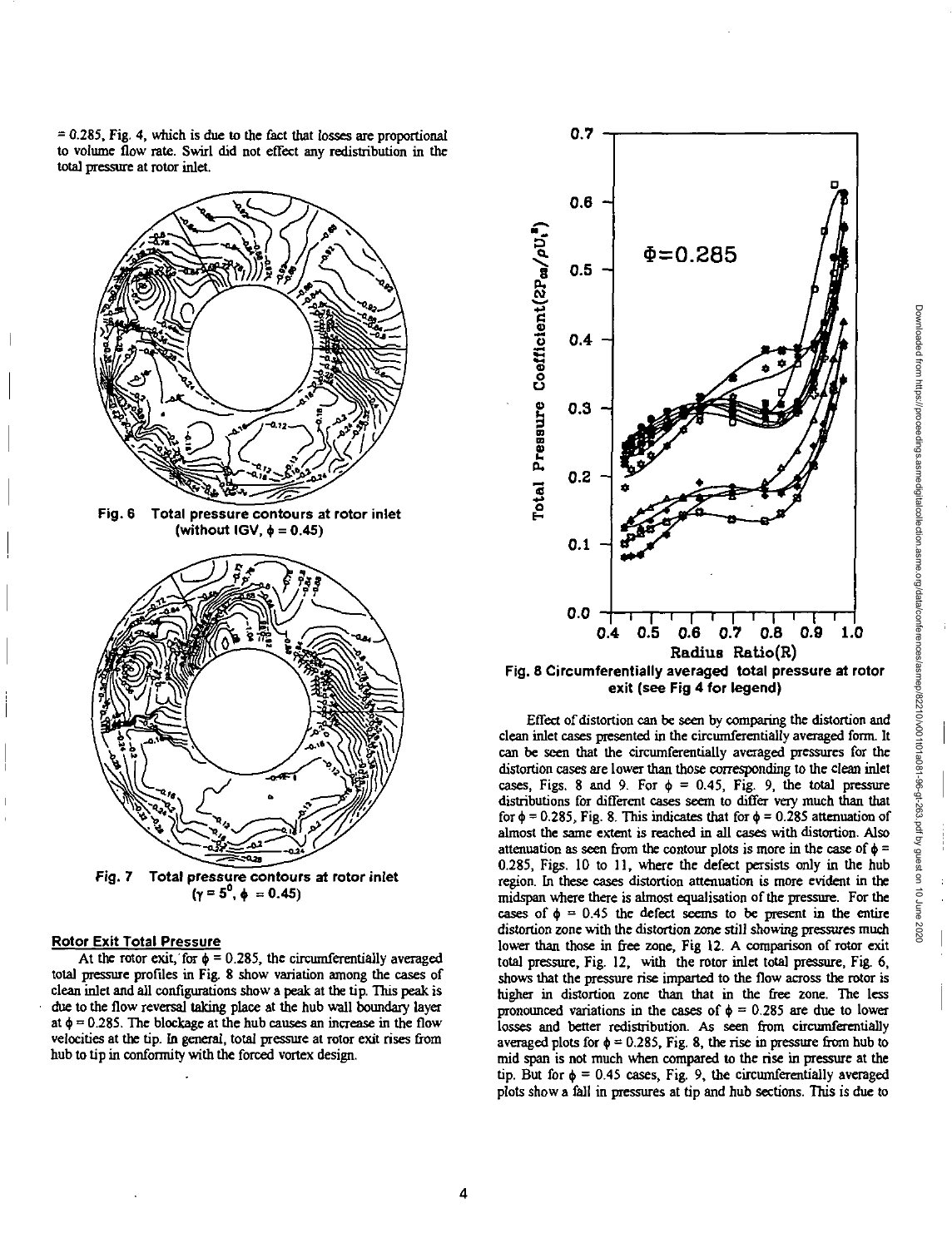= 0.285, Fig. 4, which is due to the fact that losses are proportional to volume flow rate. Swirl did not effect any redistribution in the total pressure at rotor inlet.

Fig. 6 Total pressure contours at rotor inlet (without IGV, $\phi = 0.45$)

Fig. 7 Total pressure contours at rotor inlet ($\gamma = 5^0$, $\phi = 0.45$)

### Rotor Exit Total Pressure

At the rotor exit, for $\phi = 0.285$, the circumferentially averaged total pressure profiles in Fig. 8 show variation among the cases of clean inlet and all configurations show a peak at the tip. This peak is due to the flow reversal taking place at the hub wall boundary layer at $\phi = 0.285$. The blockage at the hub causes an increase in the flow velocities at the tip. In general, total pressure at rotor exit rises from hub to tip in conformity with the forced vortex design.

Fig. 8 Circumferentially averaged total pressure at rotor exit (see Fig 4 for legend)

Effect of distortion can be seen by comparing the distortion and clean inlet cases presented in the circumferentially averaged form. It can be seen that the circumferentially averaged pressures for the distortion cases are lower than those corresponding to the clean inlet cases, Figs. 8 and 9. For $\phi = 0.45$, Fig. 9, the total pressure distributions for different cases seem to differ very much than that for $\phi = 0.285$, Fig. 8. This indicates that for $\phi = 0.285$ attenuation of almost the same extent is reached in all cases with distortion. Also attenuation as seen from the contour plots is more in the case of $\phi = 0.285$, Figs. 10 to 11, where the defect persists only in the hub region. In these cases distortion attenuation is more evident in the midspan where there is almost equalisation of the pressure. For the cases of $\phi = 0.45$ the defect seems to be present in the entire distortion zone with the distortion zone still showing pressures much lower than those in free zone, Fig 12. A comparison of rotor exit total pressure, Fig. 12, with the rotor inlet total pressure, Fig. 6, shows that the pressure rise imparted to the flow across the rotor is higher in distortion zone than that in the free zone. The less pronounced variations in the cases of $\phi = 0.285$ are due to lower losses and better redistribution. As seen from circumferentially averaged plots for $\phi = 0.285$, Fig. 8, the rise in pressure from hub to mid span is not much when compared to the rise in pressure at the tip. But for $\phi = 0.45$ cases, Fig. 9, the circumferentially averaged plots show a fall in pressures at tip and hub sections. This is due to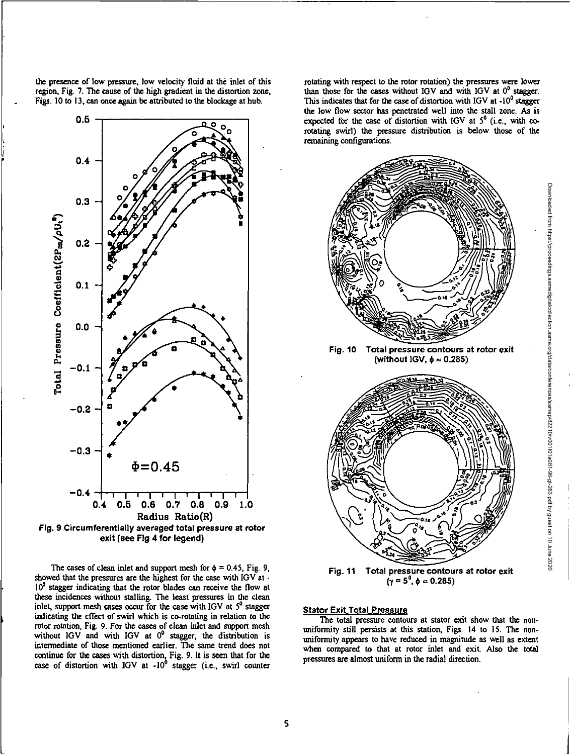the presence of low pressure, low velocity fluid at the inlet of this region, Fig. 7. The cause of the high gradient in the distortion zone, Figs. 10 to 13, can once again be attributed to the blockage at hub.

Fig. 9 Circumferentially averaged total pressure at rotor exit (see Fig 4 for legend)

The cases of clean inlet and support mesh for $\phi = 0.45$, Fig. 9, showed that the pressures are the highest for the case with IGV at -10$^0$ stagger indicating that the rotor blades can receive the flow at these incidences without stalling. The least pressures in the clean inlet, support mesh cases occur for the case with IGV at 5$^0$ stagger indicating the effect of swirl which is co-rotating in relation to the rotor rotation, Fig. 9. For the cases of clean inlet and support mesh without IGV and with IGV at 0$^0$ stagger, the distribution is intermediate of those mentioned earlier. The same trend does not continue for the cases with distortion, Fig. 9. It is seen that for the case of distortion with IGV at -10$^0$ stagger (i.e., swirl counter rotating with respect to the rotor rotation) the pressures were lower than those for the cases without IGV and with IGV at 0$^0$ stagger. This indicates that for the case of distortion with IGV at -10$^0$ stagger the low flow sector has penetrated well into the stall zone. As is expected for the case of distortion with IGV at 5$^0$ (i.e., with co-rotating swirl) the pressure distribution is below those of the remaining configurations.

Fig. 10 Total pressure contours at rotor exit (without IGV, $\phi = 0.285$)

Fig. 11 Total pressure contours at rotor exit ($\gamma = 5^0$, $\phi = 0.285$)

### Stator Exit Total Pressure

The total pressure contours at stator exit show that the non-uniformity still persists at this station, Figs. 14 to 15. The non-uniformity appears to have reduced in magnitude as well as extent when compared to that at rotor inlet and exit. Also the total pressures are almost uniform in the radial direction.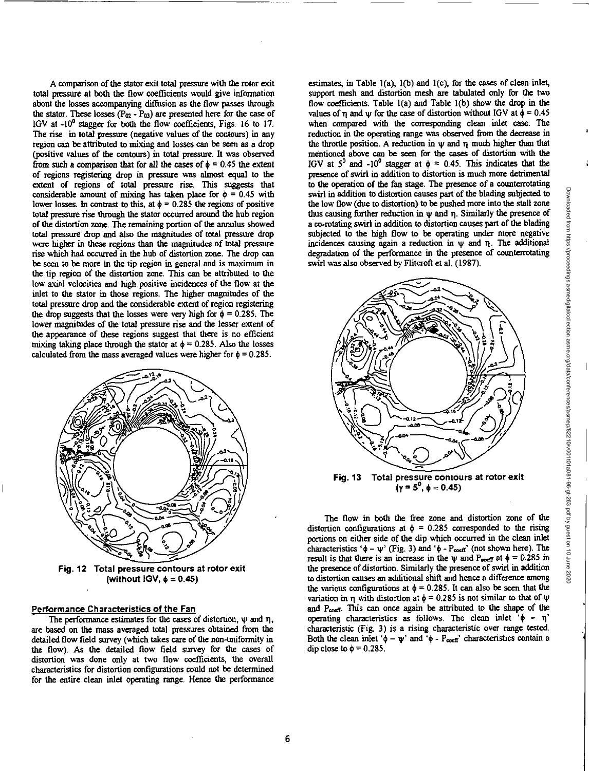A comparison of the stator exit total pressure with the rotor exit total pressure at both the flow coefficients would give information about the losses accompanying diffusion as the flow passes through the stator. These losses ($P_{02}$ - $P_{03}$) are presented here for the case of IGV at -10$^0$ stagger for both the flow coefficients, Figs. 16 to 17. The rise in total pressure (negative values of the contours) in any region can be attributed to mixing and losses can be seen as a drop (positive values of the contours) in total pressure. It was observed from such a comparison that for all the cases of $\phi$ = 0.45 the extent of regions registering drop in pressure was almost equal to the extent of regions of total pressure rise. This suggests that considerable amount of mixing has taken place for $\phi$ = 0.45 with lower losses. In contrast to this, at $\phi$ = 0.285 the regions of positive total pressure rise through the stator occurred around the hub region of the distortion zone. The remaining portion of the annulus showed total pressure drop and also the magnitudes of total pressure drop were higher in these regions than the magnitudes of total pressure rise which had occurred in the hub of distortion zone. The drop can be seen to be more in the tip region in general and is maximum in the tip region of the distortion zone. This can be attributed to the low axial velocities and high positive incidences of the flow at the inlet to the stator in those regions. The higher magnitudes of the total pressure drop and the considerable extent of region registering the drop suggests that the losses were very high for $\phi$ = 0.285. The lower magnitudes of the total pressure rise and the lesser extent of the appearance of these regions suggest that there is no efficient mixing taking place through the stator at $\phi$ = 0.285. Also the losses calculated from the mass averaged values were higher for $\phi$ = 0.285.

**Fig. 12 Total pressure contours at rotor exit (without IGV, $\phi$ = 0.45)**

## Performance Characteristics of the Fan

The performance estimates for the cases of distortion, $\psi$ and $\eta$, are based on the mass averaged total pressures obtained from the detailed flow field survey (which takes care of the non-uniformity in the flow). As the detailed flow field survey for the cases of distortion was done only at two flow coefficients, the overall characteristics for distortion configurations could not be determined for the entire clean inlet operating range. Hence the performance estimates, in Table 1(a), 1(b) and 1(c), for the cases of clean inlet, support mesh and distortion mesh are tabulated only for the two flow coefficients. Table 1(a) and Table 1(b) show the drop in the values of $\eta$ and $\psi$ for the case of distortion without IGV at $\phi$ = 0.45 when compared with the corresponding clean inlet case. The reduction in the operating range was observed from the decrease in the throttle position. A reduction in $\psi$ and $\eta$ much higher than that mentioned above can be seen for the cases of distortion with the IGV at 5$^0$ and -10$^0$ stagger at $\phi$ = 0.45. This indicates that the presence of swirl in addition to distortion is much more detrimental to the operation of the fan stage. The presence of a counterrotating swirl in addition to distortion causes part of the blading subjected to the low flow (due to distortion) to be pushed more into the stall zone thus causing further reduction in $\psi$ and $\eta$. Similarly the presence of a co-rotating swirl in addition to distortion causes part of the blading subjected to the high flow to be operating under more negative incidences causing again a reduction in $\psi$ and $\eta$. The additional degradation of the performance in the presence of counterrotating swirl was also observed by Flitcroft et al. (1987).

**Fig. 13 Total pressure contours at rotor exit ($\gamma$ = 5$^0$, $\phi$ = 0.45)**

The flow in both the free zone and distortion zone of the distortion configurations at $\phi$ = 0.285 corresponded to the rising portions on either side of the dip which occurred in the clean inlet characteristics '$\phi$ – $\psi$' (Fig. 3) and '$\phi$ - $P_{coeff}$' (not shown here). The result is that there is an increase in the $\psi$ and $P_{coeff}$ at $\phi$ = 0.285 in the presence of distortion. Similarly the presence of swirl in addition to distortion causes an additional shift and hence a difference among the various configurations at $\phi$ = 0.285. It can also be seen that the variation in $\eta$ with distortion at $\phi$ = 0.285 is not similar to that of $\psi$ and $P_{coeff}$. This can once again be attributed to the shape of the operating characteristics as follows. The clean inlet '$\phi$ – $\eta$' characteristic (Fig. 3) is a rising characteristic over range tested. Both the clean inlet '$\phi$ – $\psi$' and '$\phi$ - $P_{coeff}$' characteristics contain a dip close to $\phi$ = 0.285.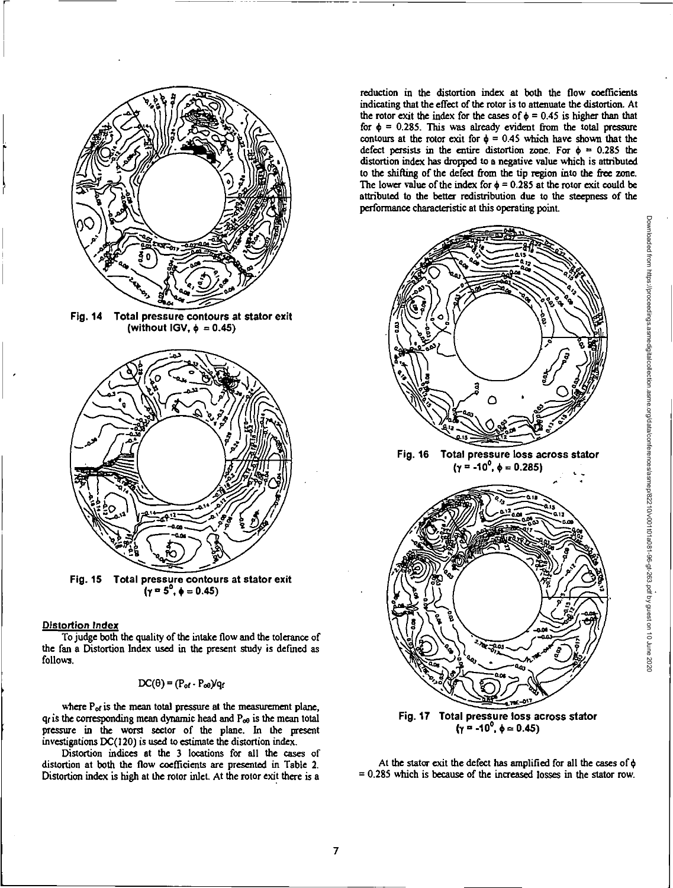Fig. 14 Total pressure contours at stator exit (without IGV, $\phi = 0.45$)

Fig. 15 Total pressure contours at stator exit ($\gamma = 5^0$, $\phi = 0.45$)

### Distortion Index

To judge both the quality of the intake flow and the tolerance of the fan a Distortion Index used in the present study is defined as follows.

$$DC(\theta) = (P_{of} - P_{o\theta})/q_f$$

where $P_{of}$ is the mean total pressure at the measurement plane, $q_f$ is the corresponding mean dynamic head and $P_{o\theta}$ is the mean total pressure in the worst sector of the plane. In the present investigations DC(120) is used to estimate the distortion index.

Distortion indices at the 3 locations for all the cases of distortion at both the flow coefficients are presented in Table 2. Distortion index is high at the rotor inlet. At the rotor exit there is a reduction in the distortion index at both the flow coefficients indicating that the effect of the rotor is to attenuate the distortion. At the rotor exit the index for the cases of $\phi = 0.45$ is higher than that for $\phi = 0.285$. This was already evident from the total pressure contours at the rotor exit for $\phi = 0.45$ which have shown that the defect persists in the entire distortion zone. For $\phi = 0.285$ the distortion index has dropped to a negative value which is attributed to the shifting of the defect from the tip region into the free zone. The lower value of the index for $\phi = 0.285$ at the rotor exit could be attributed to the better redistribution due to the steepness of the performance characteristic at this operating point.

Fig. 16 Total pressure loss across stator ($\gamma = -10^0$, $\phi = 0.285$)

Fig. 17 Total pressure loss across stator ($\gamma = -10^0$, $\phi = 0.45$)

At the stator exit the defect has amplified for all the cases of $\phi = 0.285$ which is because of the increased losses in the stator row.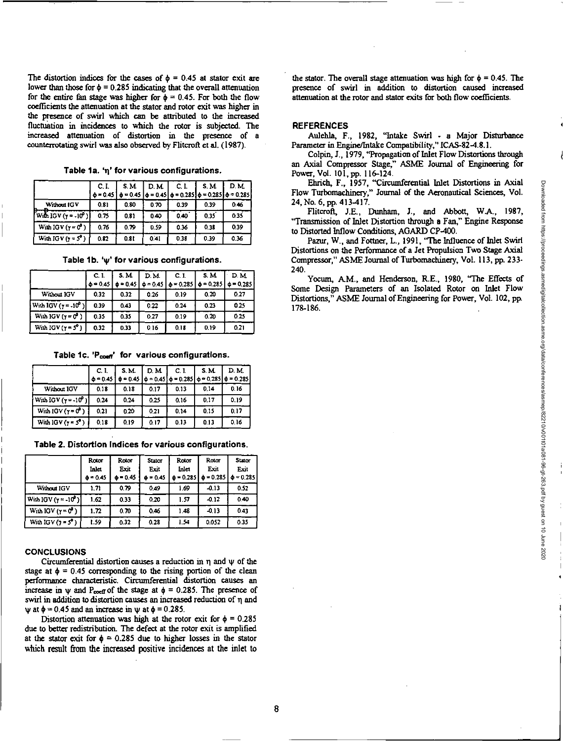The distortion indices for the cases of $\phi = 0.45$ at stator exit are lower than those for $\phi = 0.285$ indicating that the overall attenuation for the entire fan stage was higher for $\phi = 0.45$. For both the flow coefficients the attenuation at the stator and rotor exit was higher in the presence of swirl which can be attributed to the increased fluctuation in incidences to which the rotor is subjected. The increased attenuation of distortion in the presence of a counterrotating swirl was also observed by Flitcroft et al. (1987).

**Table 1a. 'η' for various configurations.**

| | C. I. $\phi = 0.45$ | S. M. $\phi = 0.45$ | D. M. $\phi = 0.45$ | C. I. $\phi = 0.285$ | S. M. $\phi = 0.285$ | D. M. $\phi = 0.285$ |
|---|---|---|---|---|---|---|
| Without IGV | 0.81 | 0.80 | 0.70 | 0.39 | 0.39 | 0.46 |
| With IGV ($\gamma = -10^0$) | 0.75 | 0.81 | 0.40 | 0.40 | 0.35 | 0.35 |
| With IGV ($\gamma = 0^0$) | 0.76 | 0.79 | 0.59 | 0.36 | 0.38 | 0.39 |
| With IGV ($\gamma = 5^0$) | 0.82 | 0.81 | 0.41 | 0.38 | 0.39 | 0.36 |

**Table 1b. 'ψ' for various configurations.**

| | C. I. $\phi = 0.45$ | S. M. $\phi = 0.45$ | D. M. $\phi = 0.45$ | C. I. $\phi = 0.285$ | S. M. $\phi = 0.285$ | D. M. $\phi = 0.285$ |
|---|---|---|---|---|---|---|
| Without IGV | 0.32 | 0.32 | 0.26 | 0.19 | 0.20 | 0.27 |
| With IGV ($\gamma = -10^0$) | 0.39 | 0.43 | 0.22 | 0.24 | 0.23 | 0.25 |
| With IGV ($\gamma = 0^0$) | 0.35 | 0.35 | 0.27 | 0.19 | 0.20 | 0.25 |
| With IGV ($\gamma = 5^0$) | 0.32 | 0.33 | 0.16 | 0.18 | 0.19 | 0.21 |

**Table 1c. '$P_{coeff}$' for various configurations.**

| | C. I. $\phi = 0.45$ | S. M. $\phi = 0.45$ | D. M. $\phi = 0.45$ | C. I. $\phi = 0.285$ | S. M. $\phi = 0.285$ | D. M. $\phi = 0.285$ |
|---|---|---|---|---|---|---|
| Without IGV | 0.18 | 0.18 | 0.17 | 0.13 | 0.14 | 0.16 |
| With IGV ($\gamma = -10^0$) | 0.24 | 0.24 | 0.25 | 0.16 | 0.17 | 0.19 |
| With IGV ($\gamma = 0^0$) | 0.21 | 0.20 | 0.21 | 0.14 | 0.15 | 0.17 |
| With IGV ($\gamma = 5^0$) | 0.18 | 0.19 | 0.17 | 0.13 | 0.13 | 0.16 |

**Table 2. Distortion indices for various configurations.**

| | Rotor Inlet $\phi = 0.45$ | Rotor Exit $\phi = 0.45$ | Stator Exit $\phi = 0.45$ | Rotor Inlet $\phi = 0.285$ | Rotor Exit $\phi = 0.285$ | Stator Exit $\phi = 0.285$ |
|---|---|---|---|---|---|---|
| Without IGV | 1.71 | 0.79 | 0.49 | 1.69 | -0.13 | 0.52 |
| With IGV ($\gamma = -10^0$) | 1.62 | 0.33 | 0.20 | 1.57 | -0.12 | 0.40 |
| With IGV ($\gamma = 0^0$) | 1.72 | 0.70 | 0.46 | 1.48 | -0.13 | 0.43 |
| With IGV ($\gamma = 5^0$) | 1.59 | 0.32 | 0.28 | 1.54 | 0.052 | 0.35 |

## CONCLUSIONS

Circumferential distortion causes a reduction in η and ψ of the stage at $\phi = 0.45$ corresponding to the rising portion of the clean performance characteristic. Circumferential distortion causes an increase in ψ and $P_{coeff}$ of the stage at $\phi = 0.285$. The presence of swirl in addition to distortion causes an increased reduction of η and ψ at $\phi = 0.45$ and an increase in ψ at $\phi = 0.285$.

Distortion attenuation was high at the rotor exit for $\phi = 0.285$ due to better redistribution. The defect at the rotor exit is amplified at the stator exit for $\phi = 0.285$ due to higher losses in the stator which result from the increased positive incidences at the inlet to the stator. The overall stage attenuation was high for $\phi = 0.45$. The presence of swirl in addition to distortion caused increased attenuation at the rotor and stator exits for both flow coefficients.

## REFERENCES

Aulehla, F., 1982, "Intake Swirl - a Major Disturbance Parameter in Engine/Intake Compatibility," ICAS-82-4.8.1.

Colpin, J., 1979, "Propagation of Inlet Flow Distortions through an Axial Compressor Stage," ASME Journal of Engineering for Power, Vol. 101, pp. 116-124.

Ehrich, F., 1957, "Circumferential Inlet Distortions in Axial Flow Turbomachinery," Journal of the Aeronautical Sciences, Vol. 24, No. 6, pp. 413-417.

Flitcroft, J.E., Dunham, J., and Abbott, W.A., 1987, "Transmission of Inlet Distortion through a Fan," Engine Response to Distorted Inflow Conditions, AGARD CP-400.

Pazur, W., and Fottner, L., 1991, "The Influence of Inlet Swirl Distortions on the Performance of a Jet Propulsion Two Stage Axial Compressor," ASME Journal of Turbomachinery, Vol. 113, pp. 233-240.

Yocum, A.M., and Henderson, R.E., 1980, "The Effects of Some Design Parameters of an Isolated Rotor on Inlet Flow Distortions," ASME Journal of Engineering for Power, Vol. 102, pp. 178-186.